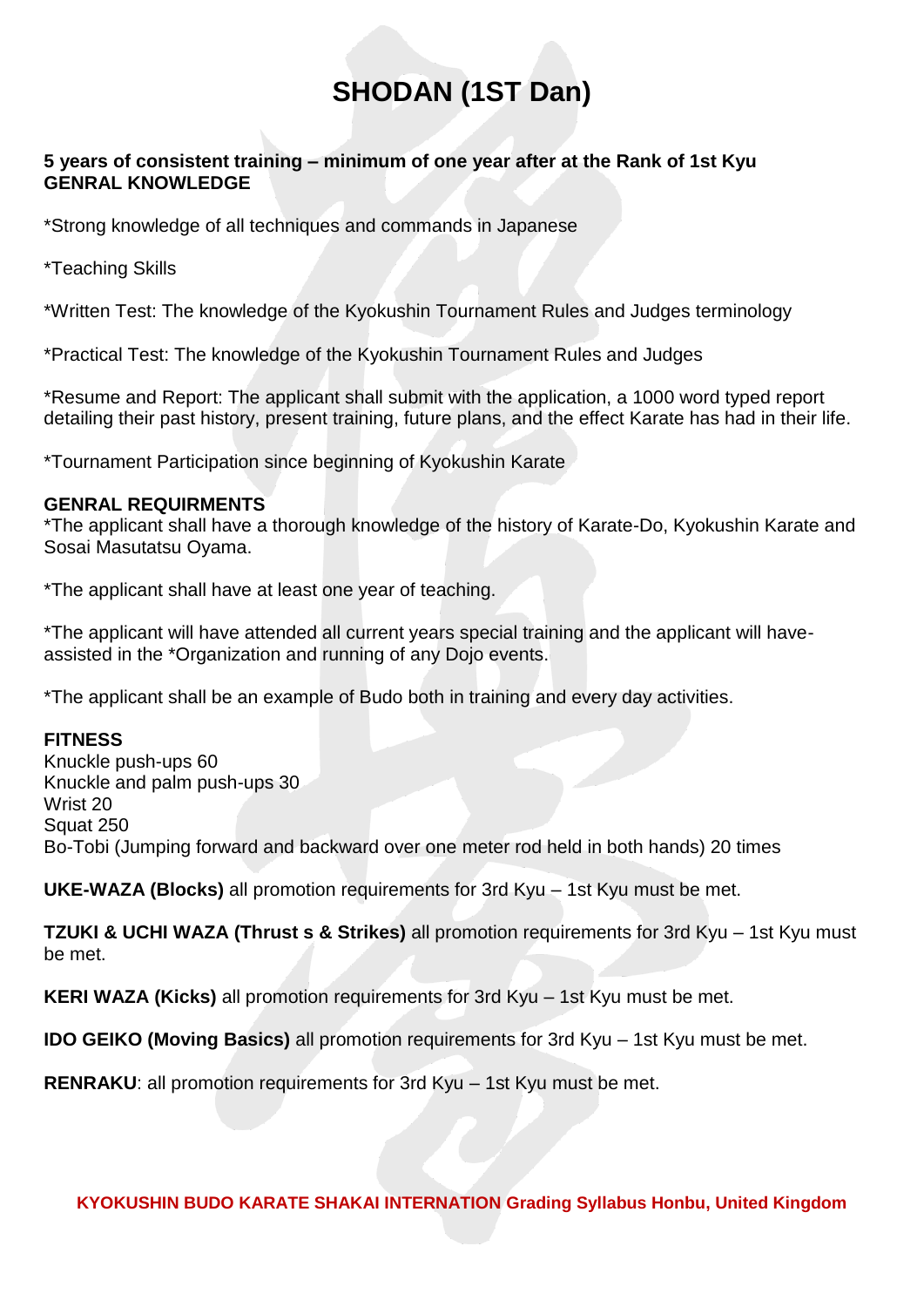# SHODAN (1ST Dan)

**5 years of consistent training – minimum of one year after at the Rank of 1st Kyu**
**GENRAL KNOWLEDGE**

*Strong knowledge of all techniques and commands in Japanese

*Teaching Skills

*Written Test: The knowledge of the Kyokushin Tournament Rules and Judges terminology

*Practical Test: The knowledge of the Kyokushin Tournament Rules and Judges

*Resume and Report: The applicant shall submit with the application, a 1000 word typed report detailing their past history, present training, future plans, and the effect Karate has had in their life.

*Tournament Participation since beginning of Kyokushin Karate

**GENRAL REQUIRMENTS**
*The applicant shall have a thorough knowledge of the history of Karate-Do, Kyokushin Karate and Sosai Masutatsu Oyama.

*The applicant shall have at least one year of teaching.

*The applicant will have attended all current years special training and the applicant will have-assisted in the *Organization and running of any Dojo events.

*The applicant shall be an example of Budo both in training and every day activities.

**FITNESS**
Knuckle push-ups 60
Knuckle and palm push-ups 30
Wrist 20
Squat 250
Bo-Tobi (Jumping forward and backward over one meter rod held in both hands) 20 times

**UKE-WAZA (Blocks)** all promotion requirements for 3rd Kyu – 1st Kyu must be met.

**TZUKI & UCHI WAZA (Thrust s & Strikes)** all promotion requirements for 3rd Kyu – 1st Kyu must be met.

**KERI WAZA (Kicks)** all promotion requirements for 3rd Kyu – 1st Kyu must be met.

**IDO GEIKO (Moving Basics)** all promotion requirements for 3rd Kyu – 1st Kyu must be met.

**RENRAKU**: all promotion requirements for 3rd Kyu – 1st Kyu must be met.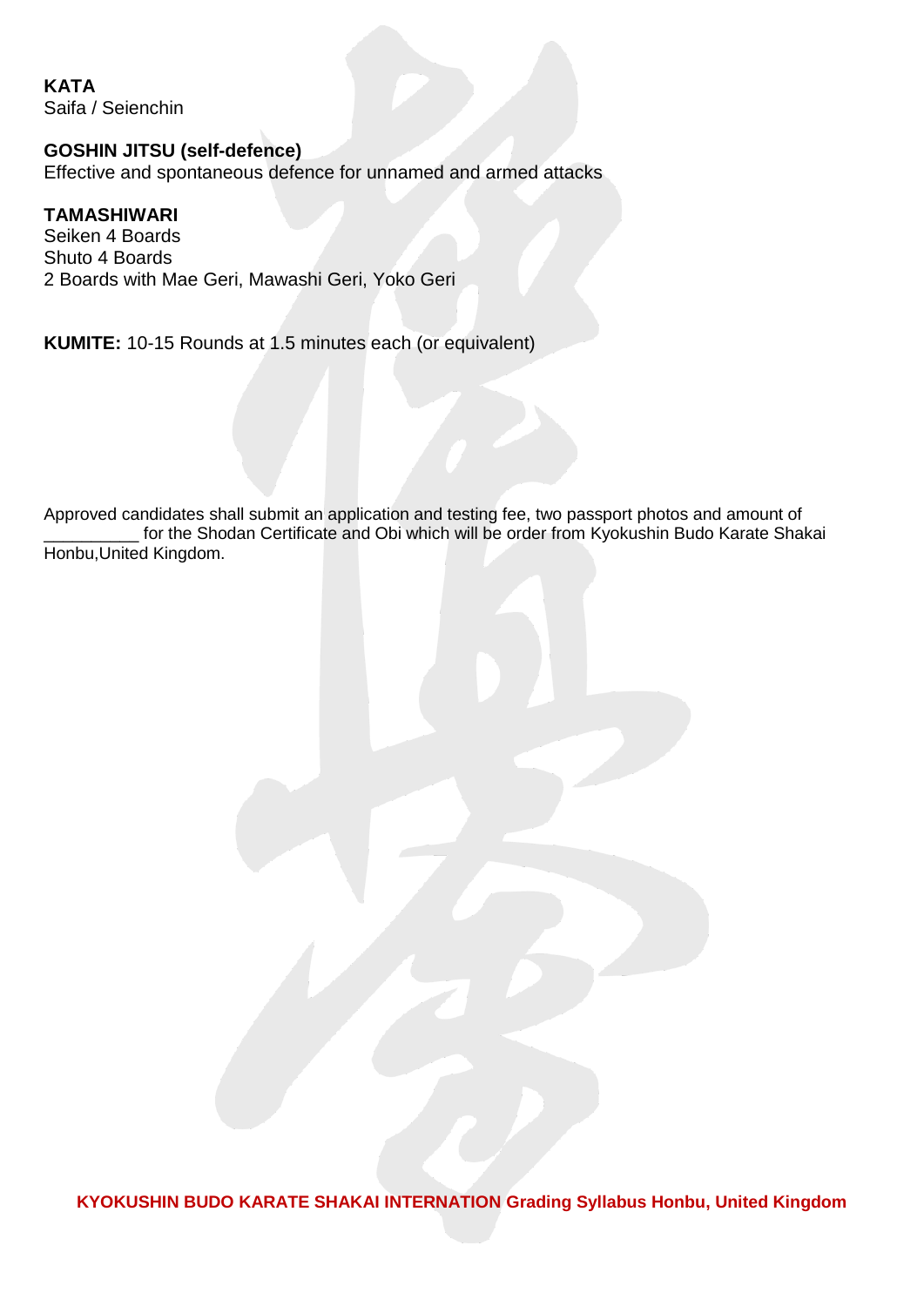**KATA**
Saifa / Seienchin

**GOSHIN JITSU (self-defence)**
Effective and spontaneous defence for unnamed and armed attacks

**TAMASHIWARI**
Seiken 4 Boards
Shuto 4 Boards
2 Boards with Mae Geri, Mawashi Geri, Yoko Geri

**KUMITE:** 10-15 Rounds at 1.5 minutes each (or equivalent)

Approved candidates shall submit an application and testing fee, two passport photos and amount of __________ for the Shodan Certificate and Obi which will be order from Kyokushin Budo Karate Shakai Honbu,United Kingdom.